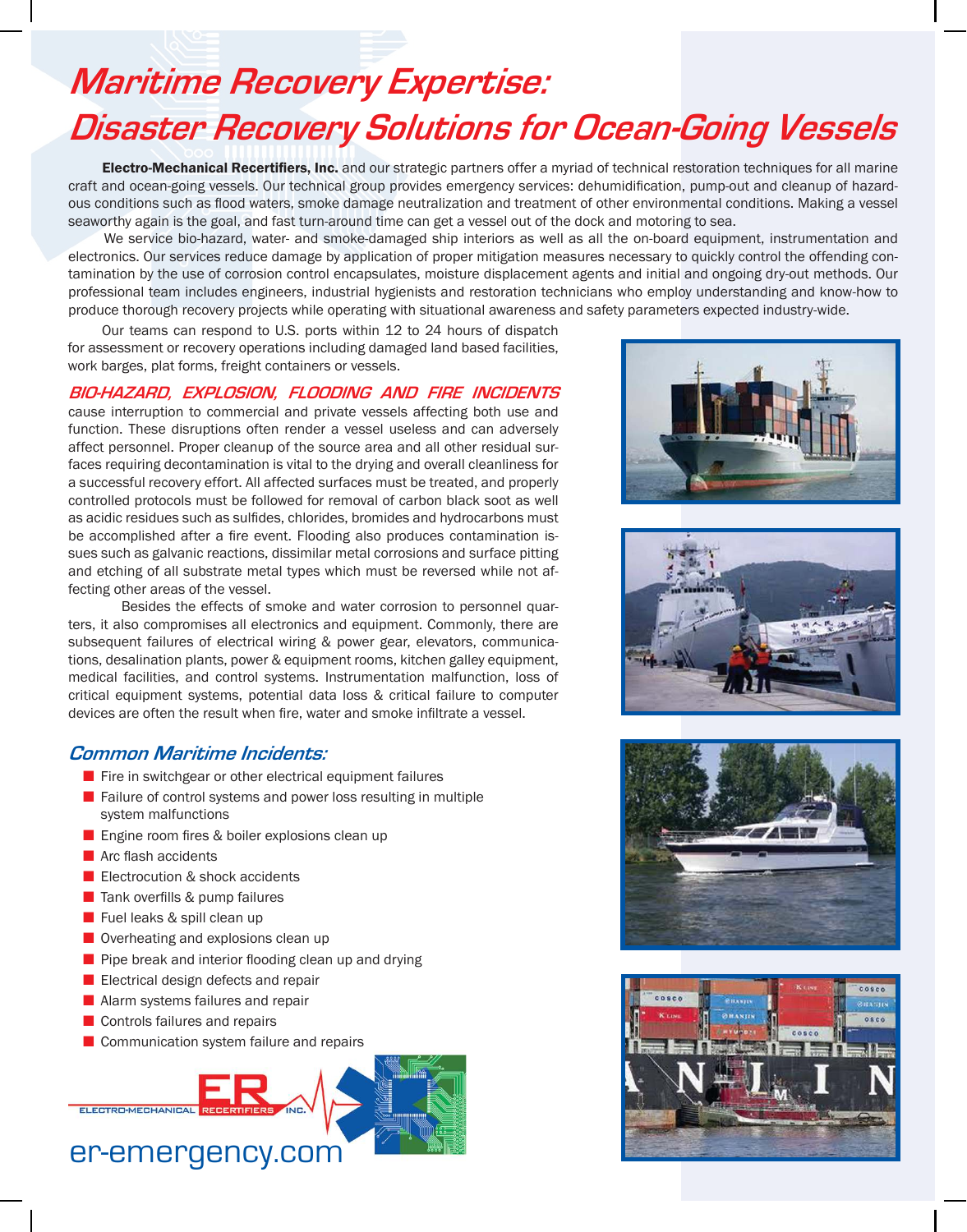# Maritime Recovery Expertise: Disaster Recovery Solutions for Ocean-Going Vessels

**Electro-Mechanical Recertifiers, Inc.** and our strategic partners offer a myriad of technical restoration techniques for all marine craft and ocean-going vessels. Our technical group provides emergency services: dehumidification, pump-out and cleanup of hazardous conditions such as flood waters, smoke damage neutralization and treatment of other environmental conditions. Making a vessel seaworthy again is the goal, and fast turn-around time can get a vessel out of the dock and motoring to sea.

We service bio-hazard, water- and smoke-damaged ship interiors as well as all the on-board equipment, instrumentation and electronics. Our services reduce damage by application of proper mitigation measures necessary to quickly control the offending contamination by the use of corrosion control encapsulates, moisture displacement agents and initial and ongoing dry-out methods. Our professional team includes engineers, industrial hygienists and restoration technicians who employ understanding and know-how to produce thorough recovery projects while operating with situational awareness and safety parameters expected industry-wide.

Our teams can respond to U.S. ports within 12 to 24 hours of dispatch for assessment or recovery operations including damaged land based facilities, work barges, plat forms, freight containers or vessels.

***BIO-HAZARD, EXPLOSION, FLOODING AND FIRE INCIDENTS*** cause interruption to commercial and private vessels affecting both use and function. These disruptions often render a vessel useless and can adversely affect personnel. Proper cleanup of the source area and all other residual surfaces requiring decontamination is vital to the drying and overall cleanliness for a successful recovery effort. All affected surfaces must be treated, and properly controlled protocols must be followed for removal of carbon black soot as well as acidic residues such as sulfides, chlorides, bromides and hydrocarbons must be accomplished after a fire event. Flooding also produces contamination issues such as galvanic reactions, dissimilar metal corrosions and surface pitting and etching of all substrate metal types which must be reversed while not affecting other areas of the vessel.

Besides the effects of smoke and water corrosion to personnel quarters, it also compromises all electronics and equipment. Commonly, there are subsequent failures of electrical wiring & power gear, elevators, communications, desalination plants, power & equipment rooms, kitchen galley equipment, medical facilities, and control systems. Instrumentation malfunction, loss of critical equipment systems, potential data loss & critical failure to computer devices are often the result when fire, water and smoke infiltrate a vessel.

## Common Maritime Incidents:

- Fire in switchgear or other electrical equipment failures
- Failure of control systems and power loss resulting in multiple system malfunctions
- Engine room fires & boiler explosions clean up
- Arc flash accidents
- Electrocution & shock accidents
- Tank overfills & pump failures
- Fuel leaks & spill clean up
- Overheating and explosions clean up
- Pipe break and interior flooding clean up and drying
- Electrical design defects and repair
- Alarm systems failures and repair
- Controls failures and repairs
- Communication system failure and repairs

ELECTRO-MECHANICAL RECERTIFIERS INC.

er-emergency.com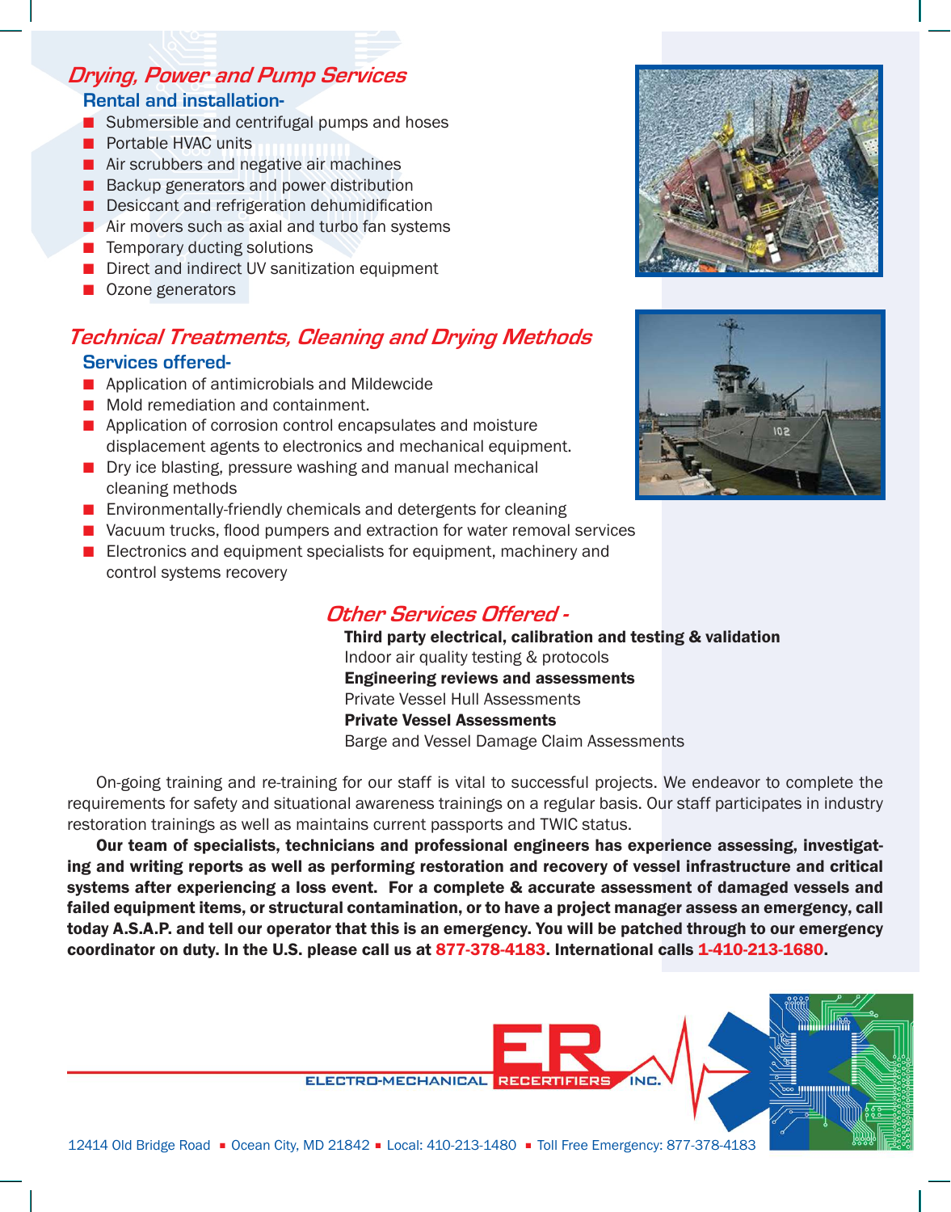## *Drying, Power and Pump Services*

### Rental and installation-

- Submersible and centrifugal pumps and hoses
- Portable HVAC units
- Air scrubbers and negative air machines
- Backup generators and power distribution
- Desiccant and refrigeration dehumidification
- Air movers such as axial and turbo fan systems
- Temporary ducting solutions
- Direct and indirect UV sanitization equipment
- Ozone generators

## *Technical Treatments, Cleaning and Drying Methods*

### Services offered-

- Application of antimicrobials and Mildewcide
- Mold remediation and containment.
- Application of corrosion control encapsulates and moisture displacement agents to electronics and mechanical equipment.
- Dry ice blasting, pressure washing and manual mechanical cleaning methods
- Environmentally-friendly chemicals and detergents for cleaning
- Vacuum trucks, flood pumpers and extraction for water removal services
- Electronics and equipment specialists for equipment, machinery and control systems recovery

## *Other Services Offered -*

**Third party electrical, calibration and testing & validation**
Indoor air quality testing & protocols
**Engineering reviews and assessments**
Private Vessel Hull Assessments
**Private Vessel Assessments**
Barge and Vessel Damage Claim Assessments

On-going training and re-training for our staff is vital to successful projects. We endeavor to complete the requirements for safety and situational awareness trainings on a regular basis. Our staff participates in industry restoration trainings as well as maintains current passports and TWIC status.

**Our team of specialists, technicians and professional engineers has experience assessing, investigating and writing reports as well as performing restoration and recovery of vessel infrastructure and critical systems after experiencing a loss event. For a complete & accurate assessment of damaged vessels and failed equipment items, or structural contamination, or to have a project manager assess an emergency, call today A.S.A.P. and tell our operator that this is an emergency. You will be patched through to our emergency coordinator on duty. In the U.S. please call us at 877-378-4183. International calls 1-410-213-1680.**

ER ELECTRO-MECHANICAL RECERTIFIERS INC.

12414 Old Bridge Road ▪ Ocean City, MD 21842 ▪ Local: 410-213-1480 ▪ Toll Free Emergency: 877-378-4183